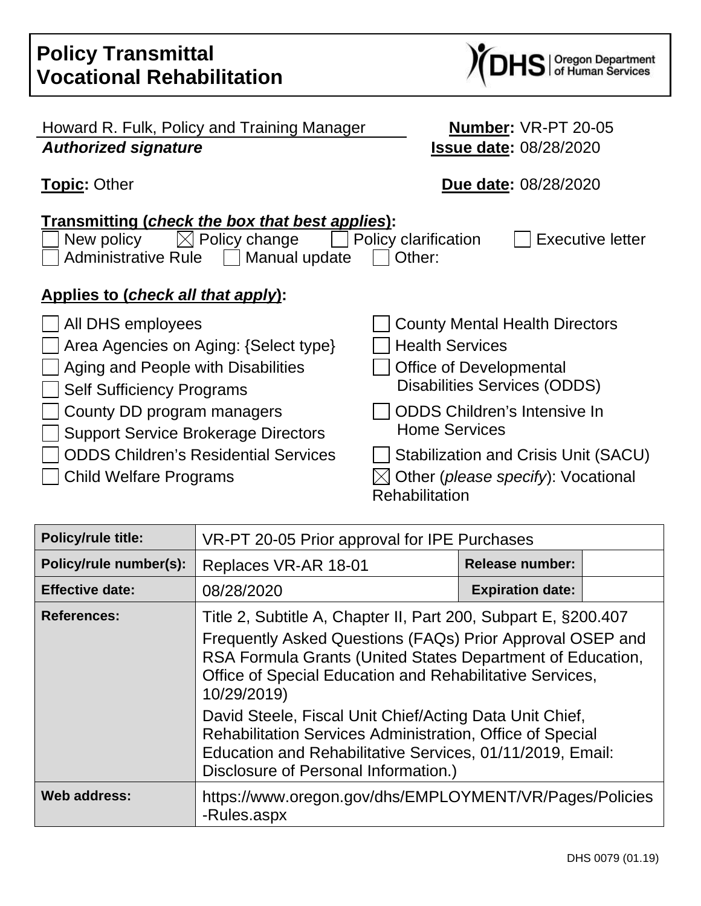# Policy Transmittal
# Vocational Rehabilitation

DHS | Oregon Department of Human Services

Howard R. Fulk, Policy and Training Manager
***Authorized signature***

**Number:** VR-PT 20-05
**Issue date:** 08/28/2020

**Topic:** Other

**Due date:** 08/28/2020

**Transmitting (*check the box that best applies*):**

☐ New policy ☒ Policy change ☐ Policy clarification ☐ Executive letter
☐ Administrative Rule ☐ Manual update ☐ Other:

**Applies to (*check all that apply*):**

☐ All DHS employees
☐ Area Agencies on Aging: {Select type}
☐ Aging and People with Disabilities
☐ Self Sufficiency Programs
☐ County DD program managers
☐ Support Service Brokerage Directors
☐ ODDS Children's Residential Services
☐ Child Welfare Programs
☐ County Mental Health Directors
☐ Health Services
☐ Office of Developmental Disabilities Services (ODDS)
☐ ODDS Children's Intensive In Home Services
☐ Stabilization and Crisis Unit (SACU)
☒ Other (*please specify*): Vocational Rehabilitation

| **Policy/rule title:** | VR-PT 20-05 Prior approval for IPE Purchases | | |
|---|---|---|---|
| **Policy/rule number(s):** | Replaces VR-AR 18-01 | **Release number:** | |
| **Effective date:** | 08/28/2020 | **Expiration date:** | |
| **References:** | Title 2, Subtitle A, Chapter II, Part 200, Subpart E, §200.407<br>Frequently Asked Questions (FAQs) Prior Approval OSEP and RSA Formula Grants (United States Department of Education, Office of Special Education and Rehabilitative Services, 10/29/2019)<br>David Steele, Fiscal Unit Chief/Acting Data Unit Chief, Rehabilitation Services Administration, Office of Special Education and Rehabilitative Services, 01/11/2019, Email: Disclosure of Personal Information.) | | |
| **Web address:** | https://www.oregon.gov/dhs/EMPLOYMENT/VR/Pages/Policies-Rules.aspx | | |

DHS 0079 (01.19)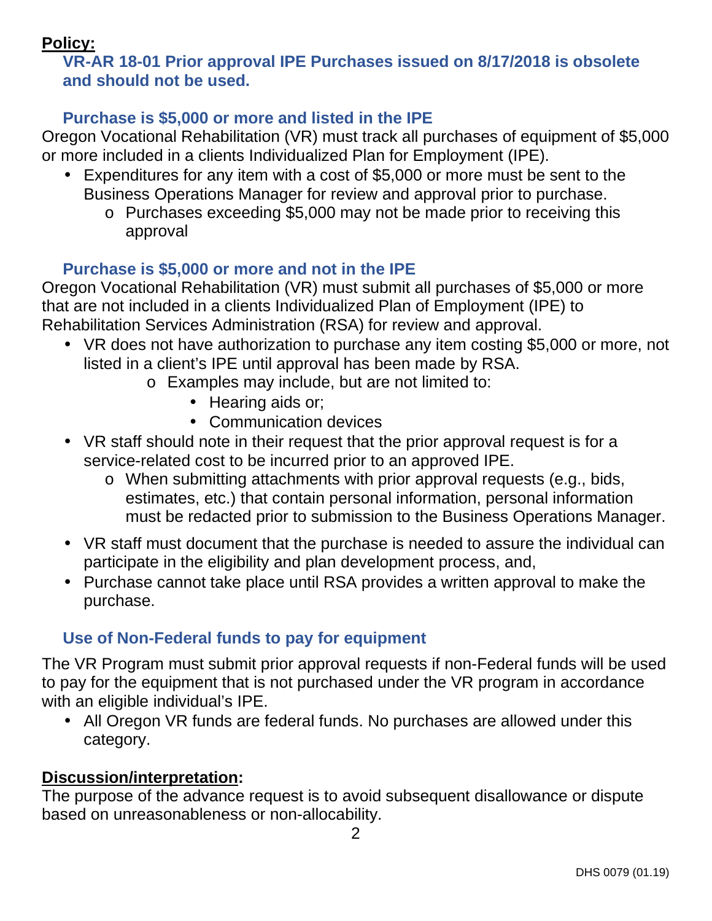**Policy:**

### VR-AR 18-01 Prior approval IPE Purchases issued on 8/17/2018 is obsolete and should not be used.

### Purchase is $5,000 or more and listed in the IPE

Oregon Vocational Rehabilitation (VR) must track all purchases of equipment of $5,000 or more included in a clients Individualized Plan for Employment (IPE).

- Expenditures for any item with a cost of $5,000 or more must be sent to the Business Operations Manager for review and approval prior to purchase.
    - Purchases exceeding $5,000 may not be made prior to receiving this approval

### Purchase is $5,000 or more and not in the IPE

Oregon Vocational Rehabilitation (VR) must submit all purchases of $5,000 or more that are not included in a clients Individualized Plan of Employment (IPE) to Rehabilitation Services Administration (RSA) for review and approval.

- VR does not have authorization to purchase any item costing $5,000 or more, not listed in a client's IPE until approval has been made by RSA.
    - Examples may include, but are not limited to:
        - Hearing aids or;
        - Communication devices
- VR staff should note in their request that the prior approval request is for a service-related cost to be incurred prior to an approved IPE.
    - When submitting attachments with prior approval requests (e.g., bids, estimates, etc.) that contain personal information, personal information must be redacted prior to submission to the Business Operations Manager.
- VR staff must document that the purchase is needed to assure the individual can participate in the eligibility and plan development process, and,
- Purchase cannot take place until RSA provides a written approval to make the purchase.

### Use of Non-Federal funds to pay for equipment

The VR Program must submit prior approval requests if non-Federal funds will be used to pay for the equipment that is not purchased under the VR program in accordance with an eligible individual's IPE.

- All Oregon VR funds are federal funds. No purchases are allowed under this category.

**Discussion/interpretation:**

The purpose of the advance request is to avoid subsequent disallowance or dispute based on unreasonableness or non-allocability.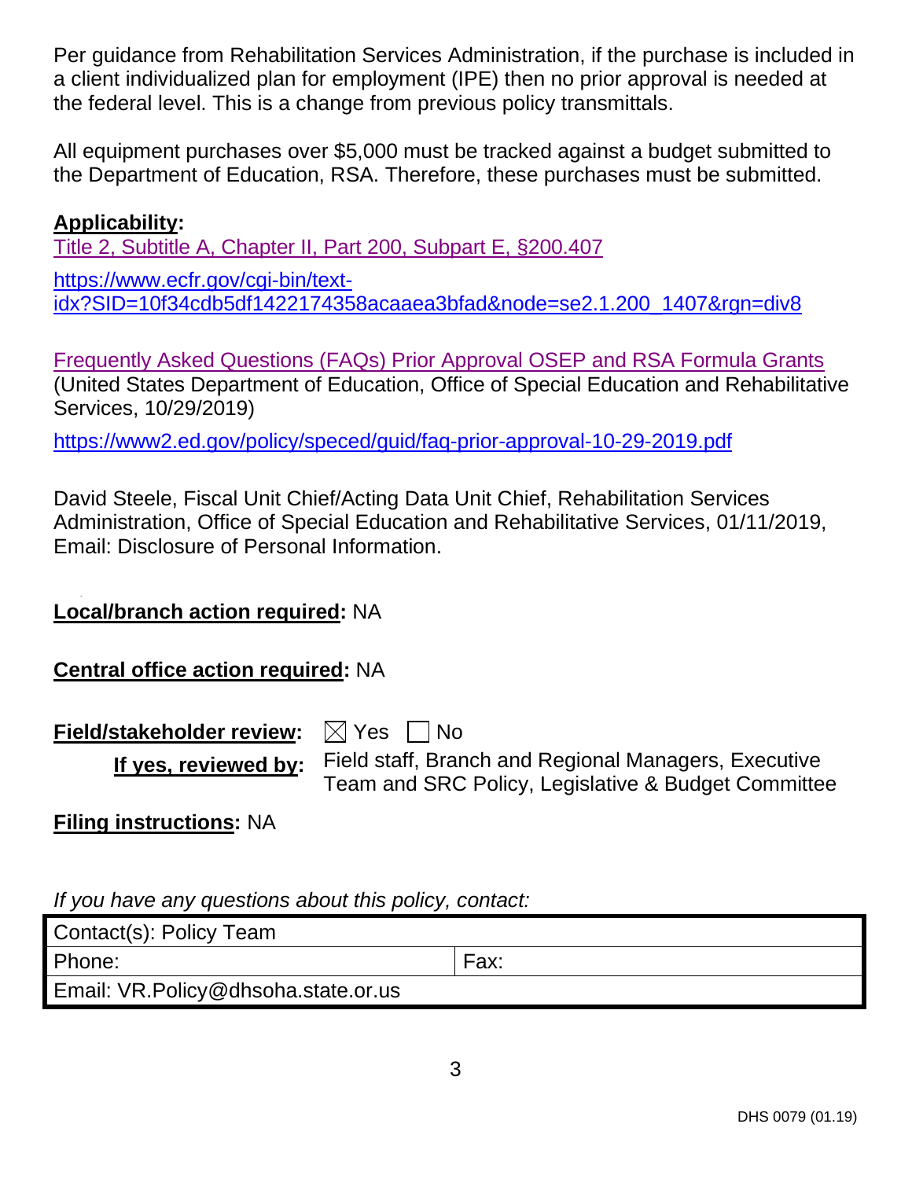Per guidance from Rehabilitation Services Administration, if the purchase is included in a client individualized plan for employment (IPE) then no prior approval is needed at the federal level. This is a change from previous policy transmittals.

All equipment purchases over $5,000 must be tracked against a budget submitted to the Department of Education, RSA. Therefore, these purchases must be submitted.

**Applicability:**

[Title 2, Subtitle A, Chapter II, Part 200, Subpart E, §200.407](https://www.ecfr.gov/cgi-bin/text-idx?SID=10f34cdb5df1422174358acaaea3bfad&node=se2.1.200_1407&rgn=div8)

https://www.ecfr.gov/cgi-bin/text-idx?SID=10f34cdb5df1422174358acaaea3bfad&node=se2.1.200_1407&rgn=div8

[Frequently Asked Questions (FAQs) Prior Approval OSEP and RSA Formula Grants](https://www2.ed.gov/policy/speced/guid/faq-prior-approval-10-29-2019.pdf)
(United States Department of Education, Office of Special Education and Rehabilitative Services, 10/29/2019)

https://www2.ed.gov/policy/speced/guid/faq-prior-approval-10-29-2019.pdf

David Steele, Fiscal Unit Chief/Acting Data Unit Chief, Rehabilitation Services Administration, Office of Special Education and Rehabilitative Services, 01/11/2019, Email: Disclosure of Personal Information.

**Local/branch action required:** NA

**Central office action required:** NA

**Field/stakeholder review:** ☒ Yes ☐ No

**If yes, reviewed by:** Field staff, Branch and Regional Managers, Executive Team and SRC Policy, Legislative & Budget Committee

**Filing instructions:** NA

*If you have any questions about this policy, contact:*

| | |
|---|---|
| Contact(s): Policy Team | |
| Phone: | Fax: |
| Email: VR.Policy@dhsoha.state.or.us | |

DHS 0079 (01.19)